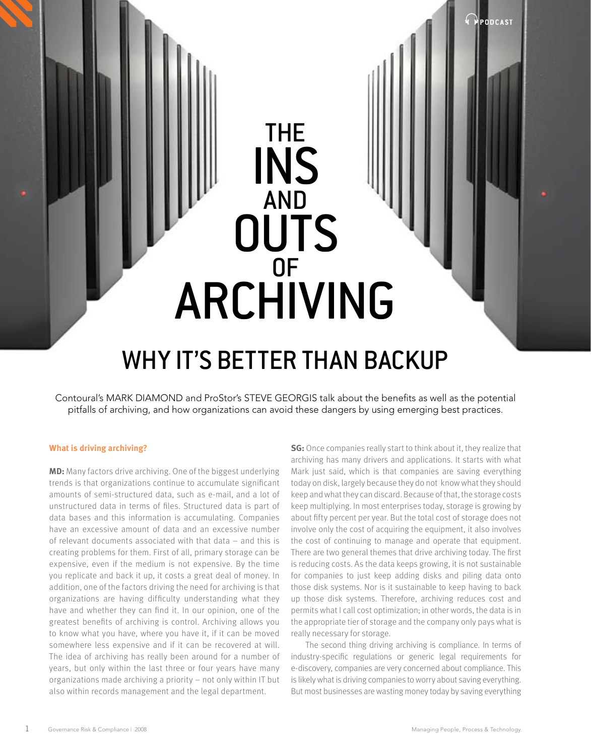# THE INS AND OUTS OF ARCHIVING

## WHY IT'S BETTER THAN BACKUP

Contoural's MARK DIAMOND and ProStor's STEVE GEORGIS talk about the benefits as well as the potential pitfalls of archiving, and how organizations can avoid these dangers by using emerging best practices.

### What is driving archiving?

**MD:** Many factors drive archiving. One of the biggest underlying trends is that organizations continue to accumulate significant amounts of semi-structured data, such as e-mail, and a lot of unstructured data in terms of files. Structured data is part of data bases and this information is accumulating. Companies have an excessive amount of data and an excessive number of relevant documents associated with that data – and this is creating problems for them. First of all, primary storage can be expensive, even if the medium is not expensive. By the time you replicate and back it up, it costs a great deal of money. In addition, one of the factors driving the need for archiving is that organizations are having difficulty understanding what they have and whether they can find it. In our opinion, one of the greatest benefits of archiving is control. Archiving allows you to know what you have, where you have it, if it can be moved somewhere less expensive and if it can be recovered at will. The idea of archiving has really been around for a number of years, but only within the last three or four years have many organizations made archiving a priority – not only within IT but also within records management and the legal department.

**SG:** Once companies really start to think about it, they realize that archiving has many drivers and applications. It starts with what Mark just said, which is that companies are saving everything today on disk, largely because they do not know what they should keep and what they can discard. Because of that, the storage costs keep multiplying. In most enterprises today, storage is growing by about fifty percent per year. But the total cost of storage does not involve only the cost of acquiring the equipment, it also involves the cost of continuing to manage and operate that equipment. There are two general themes that drive archiving today. The first is reducing costs. As the data keeps growing, it is not sustainable for companies to just keep adding disks and piling data onto those disk systems. Nor is it sustainable to keep having to back up those disk systems. Therefore, archiving reduces cost and permits what I call cost optimization; in other words, the data is in the appropriate tier of storage and the company only pays what is really necessary for storage.

The second thing driving archiving is compliance. In terms of industry-specific regulations or generic legal requirements for e-discovery, companies are very concerned about compliance. This is likely what is driving companies to worry about saving everything. But most businesses are wasting money today by saving everything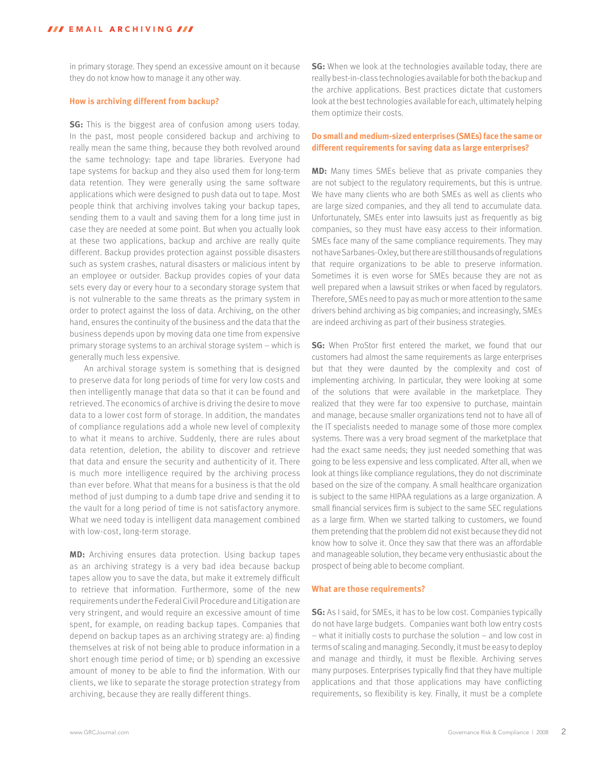in primary storage. They spend an excessive amount on it because they do not know how to manage it any other way.

### How is archiving different from backup?

**SG:** This is the biggest area of confusion among users today. In the past, most people considered backup and archiving to really mean the same thing, because they both revolved around the same technology: tape and tape libraries. Everyone had tape systems for backup and they also used them for long-term data retention. They were generally using the same software applications which were designed to push data out to tape. Most people think that archiving involves taking your backup tapes, sending them to a vault and saving them for a long time just in case they are needed at some point. But when you actually look at these two applications, backup and archive are really quite different. Backup provides protection against possible disasters such as system crashes, natural disasters or malicious intent by an employee or outsider. Backup provides copies of your data sets every day or every hour to a secondary storage system that is not vulnerable to the same threats as the primary system in order to protect against the loss of data. Archiving, on the other hand, ensures the continuity of the business and the data that the business depends upon by moving data one time from expensive primary storage systems to an archival storage system – which is generally much less expensive.

An archival storage system is something that is designed to preserve data for long periods of time for very low costs and then intelligently manage that data so that it can be found and retrieved. The economics of archive is driving the desire to move data to a lower cost form of storage. In addition, the mandates of compliance regulations add a whole new level of complexity to what it means to archive. Suddenly, there are rules about data retention, deletion, the ability to discover and retrieve that data and ensure the security and authenticity of it. There is much more intelligence required by the archiving process than ever before. What that means for a business is that the old method of just dumping to a dumb tape drive and sending it to the vault for a long period of time is not satisfactory anymore. What we need today is intelligent data management combined with low-cost, long-term storage.

**MD:** Archiving ensures data protection. Using backup tapes as an archiving strategy is a very bad idea because backup tapes allow you to save the data, but make it extremely difficult to retrieve that information. Furthermore, some of the new requirements under the Federal Civil Procedure and Litigation are very stringent, and would require an excessive amount of time spent, for example, on reading backup tapes. Companies that depend on backup tapes as an archiving strategy are: a) finding themselves at risk of not being able to produce information in a short enough time period of time; or b) spending an excessive amount of money to be able to find the information. With our clients, we like to separate the storage protection strategy from archiving, because they are really different things.

**SG:** When we look at the technologies available today, there are really best-in-class technologies available for both the backup and the archive applications. Best practices dictate that customers look at the best technologies available for each, ultimately helping them optimize their costs.

### Do small and medium-sized enterprises (SMEs) face the same or different requirements for saving data as large enterprises?

**MD:** Many times SMEs believe that as private companies they are not subject to the regulatory requirements, but this is untrue. We have many clients who are both SMEs as well as clients who are large sized companies, and they all tend to accumulate data. Unfortunately, SMEs enter into lawsuits just as frequently as big companies, so they must have easy access to their information. SMEs face many of the same compliance requirements. They may not have Sarbanes-Oxley, but there are still thousands of regulations that require organizations to be able to preserve information. Sometimes it is even worse for SMEs because they are not as well prepared when a lawsuit strikes or when faced by regulators. Therefore, SMEs need to pay as much or more attention to the same drivers behind archiving as big companies; and increasingly, SMEs are indeed archiving as part of their business strategies.

**SG:** When ProStor first entered the market, we found that our customers had almost the same requirements as large enterprises but that they were daunted by the complexity and cost of implementing archiving. In particular, they were looking at some of the solutions that were available in the marketplace. They realized that they were far too expensive to purchase, maintain and manage, because smaller organizations tend not to have all of the IT specialists needed to manage some of those more complex systems. There was a very broad segment of the marketplace that had the exact same needs; they just needed something that was going to be less expensive and less complicated. After all, when we look at things like compliance regulations, they do not discriminate based on the size of the company. A small healthcare organization is subject to the same HIPAA regulations as a large organization. A small financial services firm is subject to the same SEC regulations as a large firm. When we started talking to customers, we found them pretending that the problem did not exist because they did not know how to solve it. Once they saw that there was an affordable and manageable solution, they became very enthusiastic about the prospect of being able to become compliant.

### What are those requirements?

**SG:** As I said, for SMEs, it has to be low cost. Companies typically do not have large budgets. Companies want both low entry costs – what it initially costs to purchase the solution – and low cost in terms of scaling and managing. Secondly, it must be easy to deploy and manage and thirdly, it must be flexible. Archiving serves many purposes. Enterprises typically find that they have multiple applications and that those applications may have conflicting requirements, so flexibility is key. Finally, it must be a complete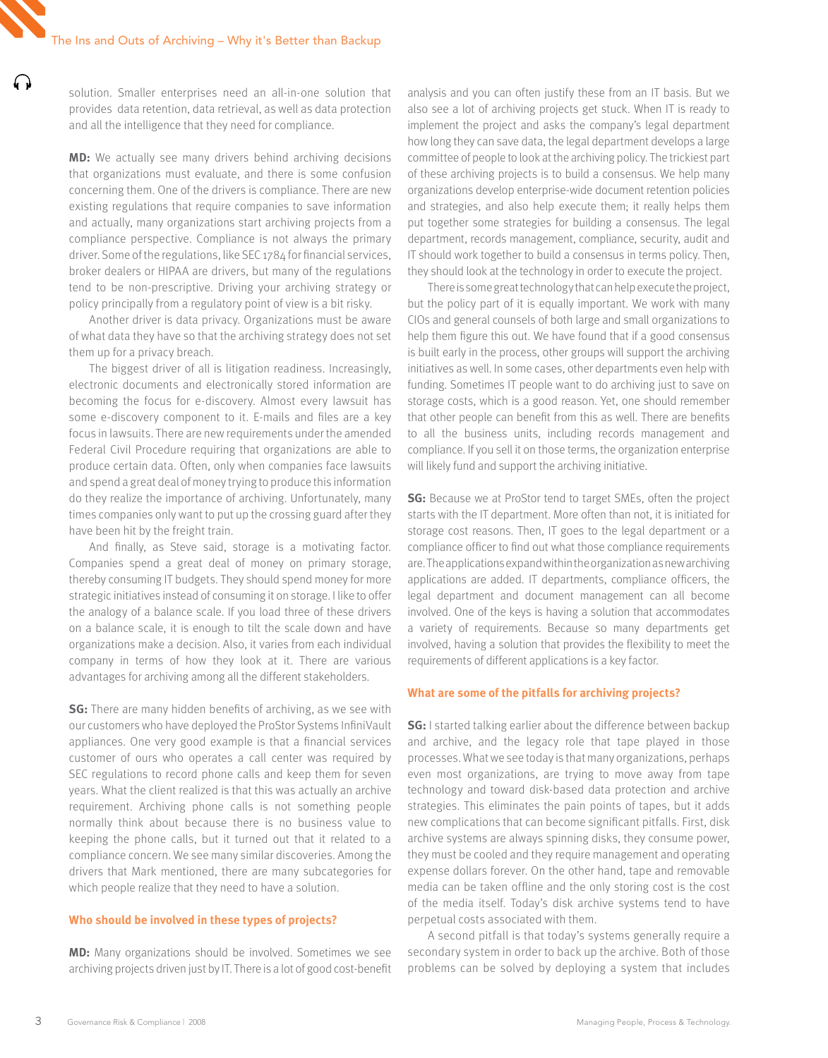solution. Smaller enterprises need an all-in-one solution that provides data retention, data retrieval, as well as data protection and all the intelligence that they need for compliance.

**MD:** We actually see many drivers behind archiving decisions that organizations must evaluate, and there is some confusion concerning them. One of the drivers is compliance. There are new existing regulations that require companies to save information and actually, many organizations start archiving projects from a compliance perspective. Compliance is not always the primary driver. Some of the regulations, like SEC 1784 for financial services, broker dealers or HIPAA are drivers, but many of the regulations tend to be non-prescriptive. Driving your archiving strategy or policy principally from a regulatory point of view is a bit risky.

Another driver is data privacy. Organizations must be aware of what data they have so that the archiving strategy does not set them up for a privacy breach.

The biggest driver of all is litigation readiness. Increasingly, electronic documents and electronically stored information are becoming the focus for e-discovery. Almost every lawsuit has some e-discovery component to it. E-mails and files are a key focus in lawsuits. There are new requirements under the amended Federal Civil Procedure requiring that organizations are able to produce certain data. Often, only when companies face lawsuits and spend a great deal of money trying to produce this information do they realize the importance of archiving. Unfortunately, many times companies only want to put up the crossing guard after they have been hit by the freight train.

And finally, as Steve said, storage is a motivating factor. Companies spend a great deal of money on primary storage, thereby consuming IT budgets. They should spend money for more strategic initiatives instead of consuming it on storage. I like to offer the analogy of a balance scale. If you load three of these drivers on a balance scale, it is enough to tilt the scale down and have organizations make a decision. Also, it varies from each individual company in terms of how they look at it. There are various advantages for archiving among all the different stakeholders.

**SG:** There are many hidden benefits of archiving, as we see with our customers who have deployed the ProStor Systems InfiniVault appliances. One very good example is that a financial services customer of ours who operates a call center was required by SEC regulations to record phone calls and keep them for seven years. What the client realized is that this was actually an archive requirement. Archiving phone calls is not something people normally think about because there is no business value to keeping the phone calls, but it turned out that it related to a compliance concern. We see many similar discoveries. Among the drivers that Mark mentioned, there are many subcategories for which people realize that they need to have a solution.

### Who should be involved in these types of projects?

**MD:** Many organizations should be involved. Sometimes we see archiving projects driven just by IT. There is a lot of good cost-benefit analysis and you can often justify these from an IT basis. But we also see a lot of archiving projects get stuck. When IT is ready to implement the project and asks the company's legal department how long they can save data, the legal department develops a large committee of people to look at the archiving policy. The trickiest part of these archiving projects is to build a consensus. We help many organizations develop enterprise-wide document retention policies and strategies, and also help execute them; it really helps them put together some strategies for building a consensus. The legal department, records management, compliance, security, audit and IT should work together to build a consensus in terms policy. Then, they should look at the technology in order to execute the project.

There is some great technology that can help execute the project, but the policy part of it is equally important. We work with many CIOs and general counsels of both large and small organizations to help them figure this out. We have found that if a good consensus is built early in the process, other groups will support the archiving initiatives as well. In some cases, other departments even help with funding. Sometimes IT people want to do archiving just to save on storage costs, which is a good reason. Yet, one should remember that other people can benefit from this as well. There are benefits to all the business units, including records management and compliance. If you sell it on those terms, the organization enterprise will likely fund and support the archiving initiative.

**SG:** Because we at ProStor tend to target SMEs, often the project starts with the IT department. More often than not, it is initiated for storage cost reasons. Then, IT goes to the legal department or a compliance officer to find out what those compliance requirements are. The applications expand within the organization as new archiving applications are added. IT departments, compliance officers, the legal department and document management can all become involved. One of the keys is having a solution that accommodates a variety of requirements. Because so many departments get involved, having a solution that provides the flexibility to meet the requirements of different applications is a key factor.

### What are some of the pitfalls for archiving projects?

**SG:** I started talking earlier about the difference between backup and archive, and the legacy role that tape played in those processes. What we see today is that many organizations, perhaps even most organizations, are trying to move away from tape technology and toward disk-based data protection and archive strategies. This eliminates the pain points of tapes, but it adds new complications that can become significant pitfalls. First, disk archive systems are always spinning disks, they consume power, they must be cooled and they require management and operating expense dollars forever. On the other hand, tape and removable media can be taken offline and the only storing cost is the cost of the media itself. Today's disk archive systems tend to have perpetual costs associated with them.

A second pitfall is that today's systems generally require a secondary system in order to back up the archive. Both of those problems can be solved by deploying a system that includes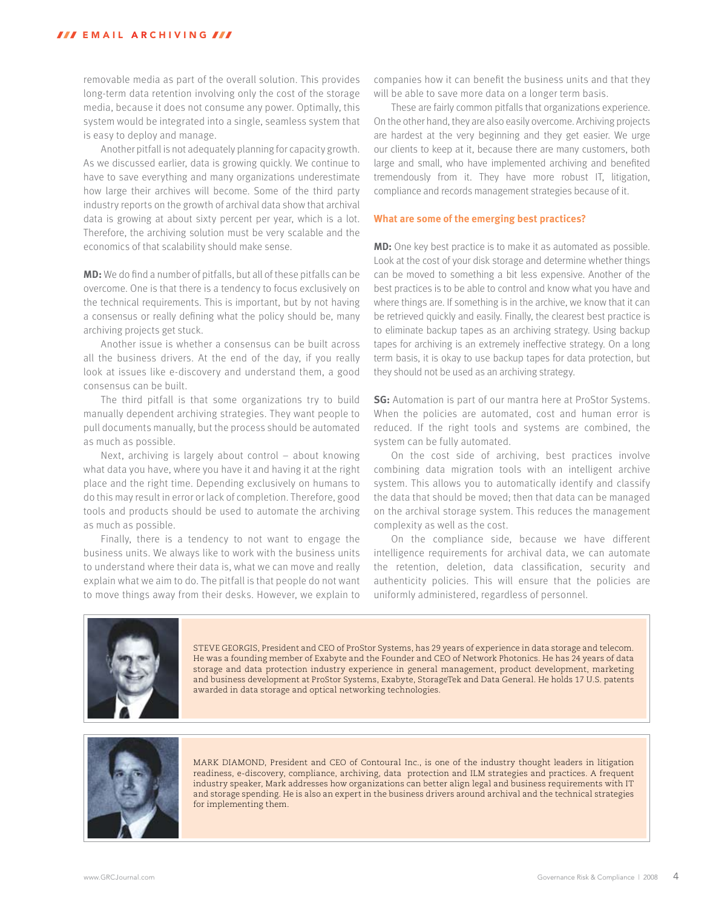removable media as part of the overall solution. This provides long-term data retention involving only the cost of the storage media, because it does not consume any power. Optimally, this system would be integrated into a single, seamless system that is easy to deploy and manage.

Another pitfall is not adequately planning for capacity growth. As we discussed earlier, data is growing quickly. We continue to have to save everything and many organizations underestimate how large their archives will become. Some of the third party industry reports on the growth of archival data show that archival data is growing at about sixty percent per year, which is a lot. Therefore, the archiving solution must be very scalable and the economics of that scalability should make sense.

**MD:** We do find a number of pitfalls, but all of these pitfalls can be overcome. One is that there is a tendency to focus exclusively on the technical requirements. This is important, but by not having a consensus or really defining what the policy should be, many archiving projects get stuck.

Another issue is whether a consensus can be built across all the business drivers. At the end of the day, if you really look at issues like e-discovery and understand them, a good consensus can be built.

The third pitfall is that some organizations try to build manually dependent archiving strategies. They want people to pull documents manually, but the process should be automated as much as possible.

Next, archiving is largely about control – about knowing what data you have, where you have it and having it at the right place and the right time. Depending exclusively on humans to do this may result in error or lack of completion. Therefore, good tools and products should be used to automate the archiving as much as possible.

Finally, there is a tendency to not want to engage the business units. We always like to work with the business units to understand where their data is, what we can move and really explain what we aim to do. The pitfall is that people do not want to move things away from their desks. However, we explain to companies how it can benefit the business units and that they will be able to save more data on a longer term basis.

These are fairly common pitfalls that organizations experience. On the other hand, they are also easily overcome. Archiving projects are hardest at the very beginning and they get easier. We urge our clients to keep at it, because there are many customers, both large and small, who have implemented archiving and benefited tremendously from it. They have more robust IT, litigation, compliance and records management strategies because of it.

### What are some of the emerging best practices?

**MD:** One key best practice is to make it as automated as possible. Look at the cost of your disk storage and determine whether things can be moved to something a bit less expensive. Another of the best practices is to be able to control and know what you have and where things are. If something is in the archive, we know that it can be retrieved quickly and easily. Finally, the clearest best practice is to eliminate backup tapes as an archiving strategy. Using backup tapes for archiving is an extremely ineffective strategy. On a long term basis, it is okay to use backup tapes for data protection, but they should not be used as an archiving strategy.

**SG:** Automation is part of our mantra here at ProStor Systems. When the policies are automated, cost and human error is reduced. If the right tools and systems are combined, the system can be fully automated.

On the cost side of archiving, best practices involve combining data migration tools with an intelligent archive system. This allows you to automatically identify and classify the data that should be moved; then that data can be managed on the archival storage system. This reduces the management complexity as well as the cost.

On the compliance side, because we have different intelligence requirements for archival data, we can automate the retention, deletion, data classification, security and authenticity policies. This will ensure that the policies are uniformly administered, regardless of personnel.

STEVE GEORGIS, President and CEO of ProStor Systems, has 29 years of experience in data storage and telecom. He was a founding member of Exabyte and the Founder and CEO of Network Photonics. He has 24 years of data storage and data protection industry experience in general management, product development, marketing and business development at ProStor Systems, Exabyte, StorageTek and Data General. He holds 17 U.S. patents awarded in data storage and optical networking technologies.

MARK DIAMOND, President and CEO of Contoural Inc., is one of the industry thought leaders in litigation readiness, e-discovery, compliance, archiving, data protection and ILM strategies and practices. A frequent industry speaker, Mark addresses how organizations can better align legal and business requirements with IT and storage spending. He is also an expert in the business drivers around archival and the technical strategies for implementing them.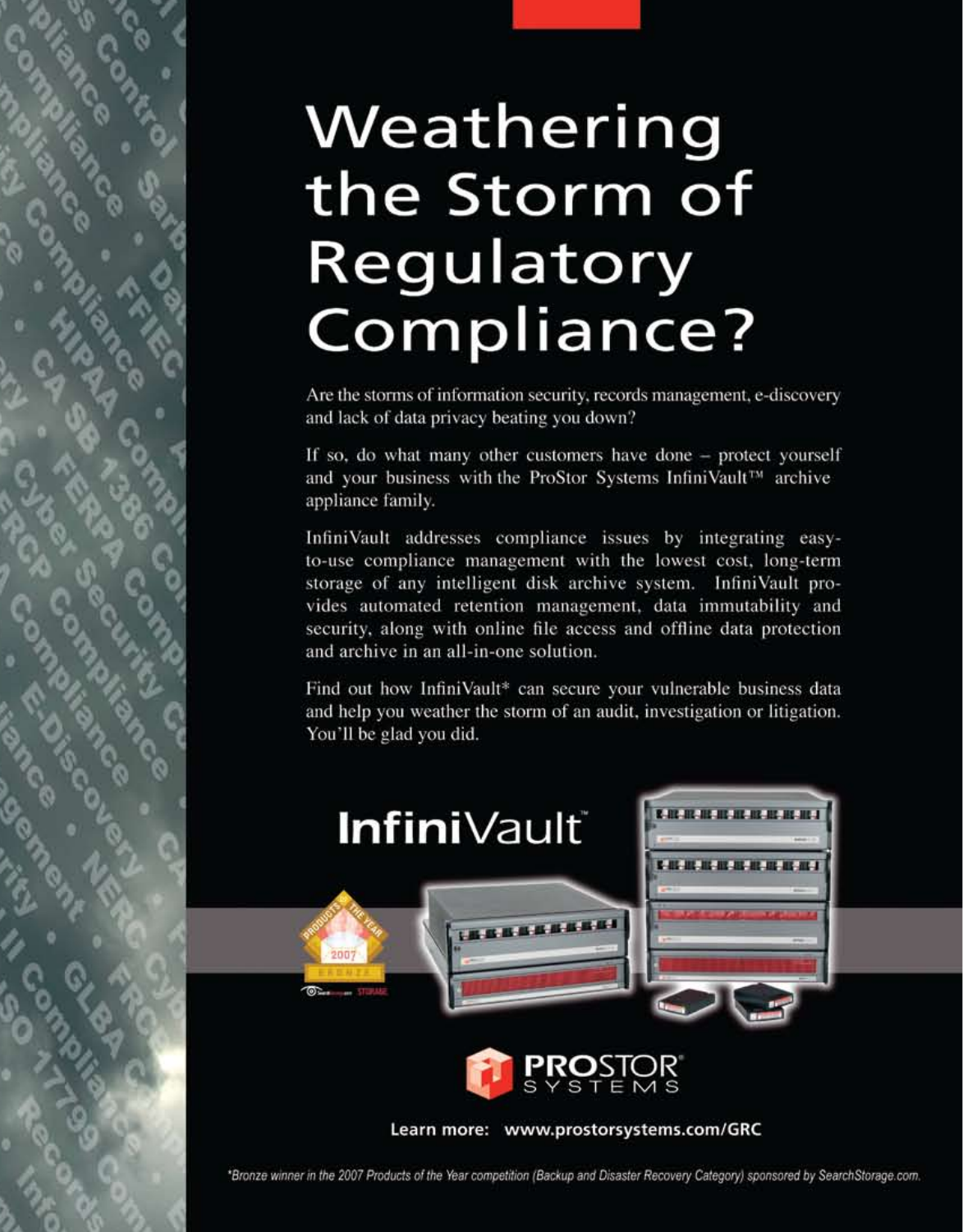# Weathering the Storm of Regulatory Compliance?

Are the storms of information security, records management, e-discovery and lack of data privacy beating you down?

If so, do what many other customers have done – protect yourself and your business with the ProStor Systems InfiniVault™ archive appliance family.

InfiniVault addresses compliance issues by integrating easy-to-use compliance management with the lowest cost, long-term storage of any intelligent disk archive system. InfiniVault provides automated retention management, data immutability and security, along with online file access and offline data protection and archive in an all-in-one solution.

Find out how InfiniVault* can secure your vulnerable business data and help you weather the storm of an audit, investigation or litigation. You'll be glad you did.

**Infini**Vault™

PROSTOR® SYSTEMS

Learn more: www.prostorsystems.com/GRC

*Bronze winner in the 2007 Products of the Year competition (Backup and Disaster Recovery Category) sponsored by SearchStorage.com.*